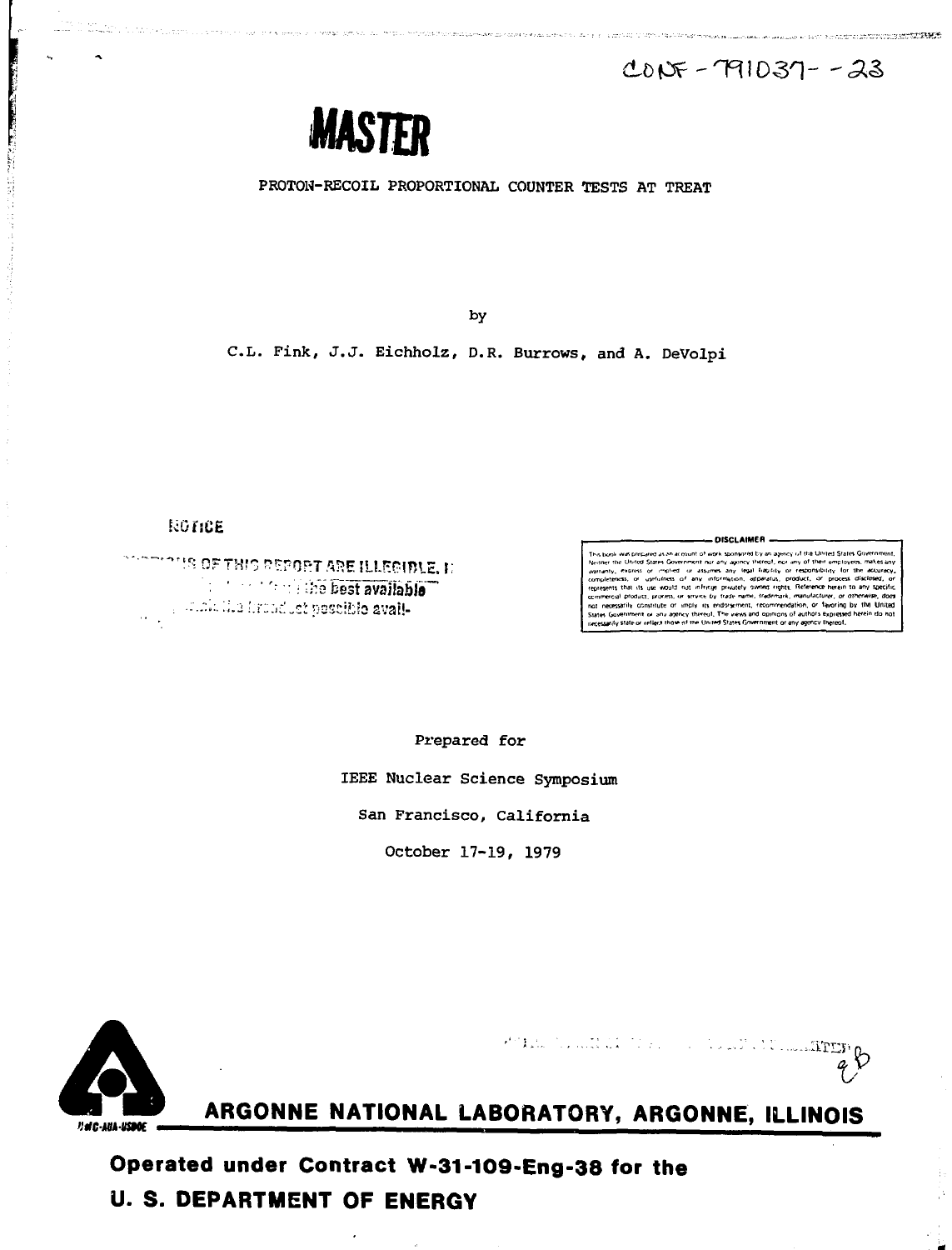CONF-791037--23

# MASTER

## PROTON-RECOIL PROPORTIONAL COUNTER TESTS AT TREAT

by

C.L. Fink, J.J. Eichholz, D.R. Burrows, and A. DeVolpi

NOTICE

PORTIONS OF THIS REPORT ARE ILLEGIBLE. It has been reproduced from the best available copy to permit the broadest possible availability.

DISCLAIMER

This book was prepared as an account of work sponsored by an agency of the United States Government. Neither the United States Government nor any agency thereof, nor any of their employees, makes any warranty, express or implied, or assumes any legal liability or responsibility for the accuracy, completeness, or usefulness of any information, apparatus, product, or process disclosed, or represents that its use would not infringe privately owned rights. Reference herein to any specific commercial product, process, or service by trade name, trademark, manufacturer, or otherwise, does not necessarily constitute or imply its endorsement, recommendation, or favoring by the United States Government or any agency thereof. The views and opinions of authors expressed herein do not necessarily state or reflect those of the United States Government or any agency thereof.

Prepared for

IEEE Nuclear Science Symposium

San Francisco, California

October 17-19, 1979

**ARGONNE NATIONAL LABORATORY, ARGONNE, ILLINOIS**

**Operated under Contract W-31-109-Eng-38 for the U. S. DEPARTMENT OF ENERGY**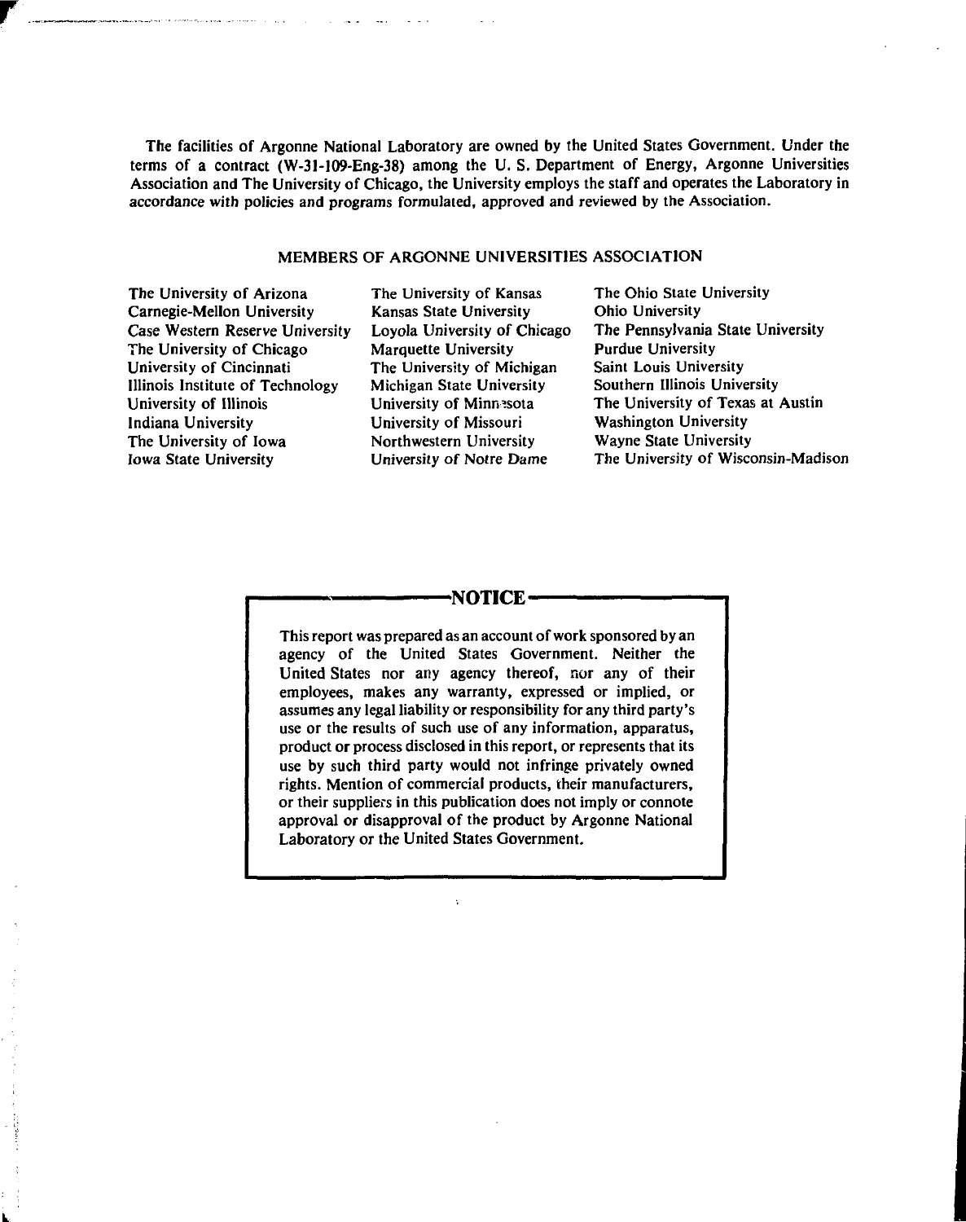The facilities of Argonne National Laboratory are owned by the United States Government. Under the terms of a contract (W-31-109-Eng-38) among the U. S. Department of Energy, Argonne Universities Association and The University of Chicago, the University employs the staff and operates the Laboratory in accordance with policies and programs formulated, approved and reviewed by the Association.

## MEMBERS OF ARGONNE UNIVERSITIES ASSOCIATION

The University of Arizona
Carnegie-Mellon University
Case Western Reserve University
The University of Chicago
University of Cincinnati
Illinois Institute of Technology
University of Illinois
Indiana University
The University of Iowa
Iowa State University
The University of Kansas
Kansas State University
Loyola University of Chicago
Marquette University
The University of Michigan
Michigan State University
University of Minnesota
University of Missouri
Northwestern University
University of Notre Dame
The Ohio State University
Ohio University
The Pennsylvania State University
Purdue University
Saint Louis University
Southern Illinois University
The University of Texas at Austin
Washington University
Wayne State University
The University of Wisconsin-Madison

## NOTICE

This report was prepared as an account of work sponsored by an agency of the United States Government. Neither the United States nor any agency thereof, nor any of their employees, makes any warranty, expressed or implied, or assumes any legal liability or responsibility for any third party's use or the results of such use of any information, apparatus, product or process disclosed in this report, or represents that its use by such third party would not infringe privately owned rights. Mention of commercial products, their manufacturers, or their suppliers in this publication does not imply or connote approval or disapproval of the product by Argonne National Laboratory or the United States Government.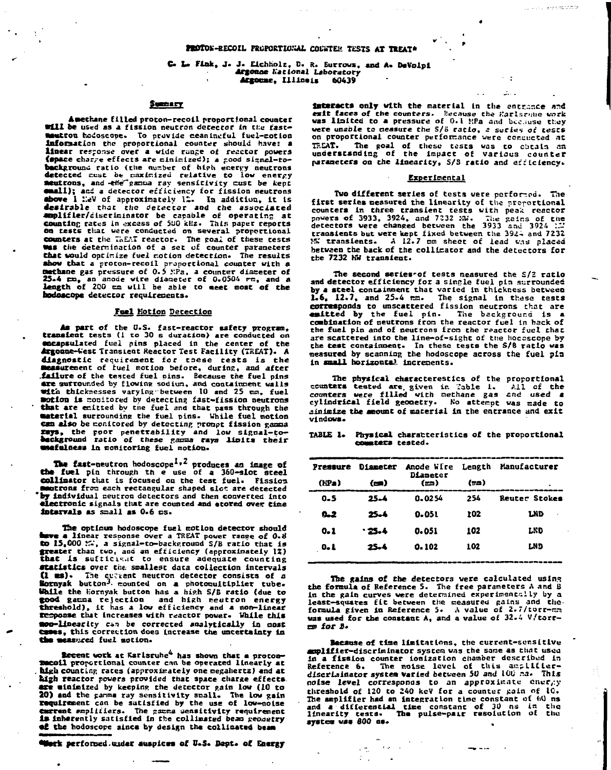# PROTON-RECOIL PROPORTIONAL COUNTER TESTS AT TREAT*

C. L. Fink, J. J. Eichholz, D. R. Burrows, and A. DeVolpi
Argonne National Laboratory
Argonne, Illinois 60439

## Summary

A methane filled proton-recoil proportional counter will be used as a fission neutron detector in the fast-neutron hodoscope. To provide meaningful fuel-motion information the proportional counter should have: a linear response over a wide range of reactor powers (space charge effects are minimized); a good signal-to-background ratio (the number of high energy neutrons detected must be maximized relative to low energy neutrons, and the gamma ray sensitivity must be kept small); and a detector efficiency for fission neutrons above 1 MeV of approximately 1%. In addition, it is desirable that the detector and the associated amplifier/discriminator be capable of operating at counting rates in excess of 500 kHz. This paper reports on tests that were conducted on several proportional counters at the TREAT reactor. The goal of these tests was the determination of a set of counter parameters that would optimize fuel motion detection. The results show that a proton-recoil proportional counter with a methane gas pressure of 0.5 MPa, a counter diameter of 25.4 mm, an anode wire diameter of 0.0504 mm, and a length of 200 mm will be able to meet most of the hodoscope detector requirements.

## Fuel Motion Detection

As part of the U.S. fast-reactor safety program, transient tests (1 to 30 s duration) are conducted on encapsulated fuel pins placed in the center of the Argonne-West Transient Reactor Test Facility (TREAT). A diagnostic requirement for these tests is the measurement of fuel motion before, during, and after failure of the tested fuel pins. Because the fuel pins are surrounded by flowing sodium, and containment walls with thicknesses varying between 10 and 25 mm, fuel motion is monitored by detecting fast-fission neutrons that are emitted by the fuel and that pass through the material surrounding the fuel pins. While fuel motion can also be monitored by detecting prompt fission gamma rays, the poor penetrability and low signal-to-background ratio of these gamma rays limits their usefulness in monitoring fuel motion.

The fast-neutron hodoscope[1,2] produces an image of the fuel pin through th e use of a 360-slot steel collimator that is focused on the test fuel. Fission neutrons from each rectangular shaped slot are detected by individual neutron detectors and then converted into electronic signals that are counted and stored over time intervals as small as 0.6 ms.

The optimum hodoscope fuel motion detector should have a linear response over a TREAT power range of 0.8 to 15,000 MW, a signal-to-background S/B ratio that is greater than two, and an efficiency (approximately 1%) that is sufficient to ensure adequate counting statistics over the smallest data collection intervals (1 ms). The current neutron detector consists of a Hornyak button[3] mounted on a photomultiplier tube. While the Hornyak button has a high S/B ratio (due to good gamma rejection and high neutron energy threshold), it has a low efficiency and a non-linear response that increases with reactor power. While this non-linearity can be corrected analytically in most cases, this correction does increase the uncertainty in the measured fuel motion.

Recent work at Karlsruhe[4] has shown that a proton-recoil proportional counter can be operated linearly at high counting rates (approximately one megahertz) and at high reactor powers provided that space charge effects are minimized by keeping the detector gain low (10 to 20) and the gamma ray sensitivity small. The low gain requirement can be satisfied by the use of low-noise current amplifiers. The gamma sensitivity requirement is inherently satisfied in the collimated beam geometry of the hodoscope since by design the collimated beam interacts only with the material in the entrance and exit faces of the counters. Because the Karlsruhe work was limited to a pressure of 0.1 MPa and because they were unable to measure the S/B ratio, a series of tests on proportional counter performance were conducted at TREAT. The goal of these tests was to obtain an understanding of the impact of various counter parameters on the linearity, S/B ratio and efficiency.

## Experimental

Two different series of tests were performed. The first series measured the linearity of the proportional counters in three transient tests with peak reactor powers of 3933, 3924, and 7232 MW. The gains of the detectors were changed between the 3933 and 3924 MW transients but were kept fixed between the 3924 and 7232 MW transients. A 12.7 mm sheet of lead was placed between the back of the collimator and the detectors for the 7232 MW transient.

The second series of tests measured the S/B ratio and detector efficiency for a single fuel pin surrounded by a steel containment that varied in thickness between 1.6, 12.7, and 25.4 mm. The signal in these tests corresponds to unscattered fission neutrons that are emitted by the fuel pin. The background is a combination of neutrons from the reactor fuel in back of the fuel pin and of neutrons from the reactor fuel that are scattered into the line-of-sight of the hodoscope by the test containment. In these tests the S/B ratio was measured by scanning the hodoscope across the fuel pin in small horizontal increments.

The physical characteristics of the proportional counters tested are given in Table 1. All of the counters were filled with methane gas and used a cylindrical field geometry. No attempt was made to minimize the amount of material in the entrance and exit windows.

TABLE 1. Physical characteristics of the proportional counters tested.

| Pressure (MPa) | Diameter (mm) | Anode Wire Diameter (mm) | Length (mm) | Manufacturer |
|---|---|---|---|---|
| 0.5 | 25.4 | 0.0254 | 254 | Reuter Stokes |
| 0.2 | 25.4 | 0.051 | 102 | LND |
| 0.1 | 25.4 | 0.051 | 102 | LND |
| 0.1 | 25.4 | 0.102 | 102 | LND |

The gains of the detectors were calculated using the formula of Reference 5. The free parameters A and B in the gain curves were determined experimentally by a least-squares fit between the measured gains and the formula given in Reference 5. A value of 2.7/torr-mm was used for the constant A, and a value of 32.4 V/torr-mm for B.

Because of time limitations, the current-sensitive amplifier-discriminator system was the same as that used in a fission counter ionization chamber described in Reference 6. The noise level of this amplifier-discriminator system varied between 50 and 100 nA. This noise level corresponds to an approximate energy threshold of 120 to 240 keV for a counter gain of 10. The amplifier had an integration time constant of 60 ns and a differential time constant of 30 ns in the linearity tests. The pulse-pair resolution of the system was 800 ns.

*Work performed under auspices of U.S. Dept. of Energy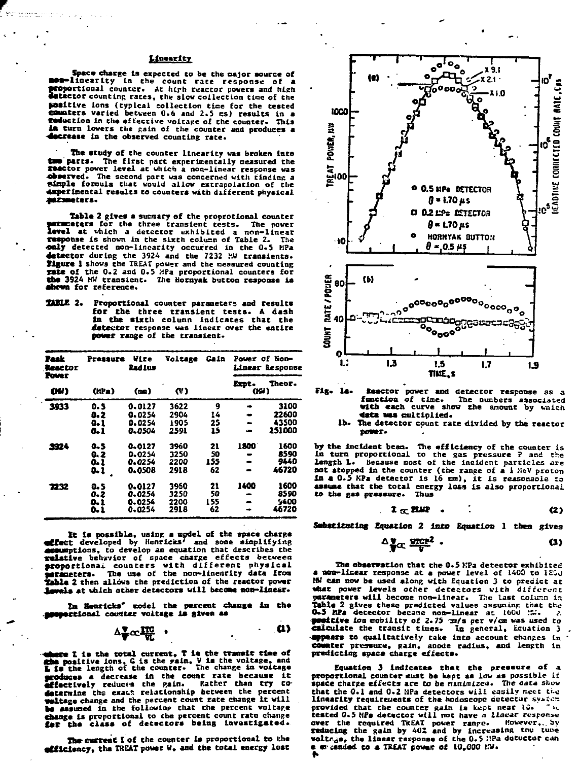## Linearity

Space charge is expected to be the major source of non-linearity in the count rate response of a proportional counter. At high reactor powers and high detector counting rates, the slow collection time of the positive ions (typical collection time for the tested counters varied between 0.6 and 2.5 ms) results in a reduction in the effective voltage of the counter. This in turn lowers the gain of the counter and produces a decrease in the observed counting rate.

The study of the counter linearity was broken into two parts. The first part experimentally measured the reactor power level at which a non-linear response was observed. The second part was concerned with finding a simple formula that would allow extrapolation of the experimental results to counters with different physical parameters.

Table 2 gives a summary of the proprotional counter parameters for the three transient tests. The power level at which a detector exhibited a non-linear response is shown in the sixth column of Table 2. The only detected non-linearity occurred in the 0.5 MPa detector during the 3924 and the 7232 MW transients. Figure 1 shows the TREAT power and the measured counting rate of the 0.2 and 0.5 MPa proportional counters for the 3924 MW transient. The Hornyak button response is shown for reference.

TABLE 2. Proportional counter parameters and results for the three transient tests. A dash in the sixth column indicates that the detector response was linear over the entire power range of the transient.

| Peak Reactor Power | Pressure | Wire Radius | Voltage | Gain | Power of Non-Linear Response | |
|---|---|---|---|---|---|---|
| | | | | | Expt. | Theor. |
| (MW) | (MPa) | (mm) | (V) | | (MW) | |
| 3933 | 0.5 | 0.0127 | 3622 | 9 | - | 3100 |
| | 0.2 | 0.0254 | 2904 | 14 | - | 22600 |
| | 0.1 | 0.0254 | 1905 | 25 | - | 43500 |
| | 0.1 | 0.0504 | 2591 | 15 | - | 151000 |
| 3924 | 0.5 | 0.0127 | 3960 | 21 | 1800 | 1600 |
| | 0.2 | 0.0254 | 3250 | 50 | - | 8590 |
| | 0.1 | 0.0254 | 2200 | 155 | - | 9440 |
| | 0.1 | 0.0508 | 2918 | 62 | - | 46720 |
| 7232 | 0.5 | 0.0127 | 3960 | 21 | 1400 | 1600 |
| | 0.2 | 0.0254 | 3250 | 50 | - | 8590 |
| | 0.1 | 0.0254 | 2200 | 155 | - | 9400 |
| | 0.1 | 0.0254 | 2918 | 62 | - | 46720 |

It is possible, using a model of the space charge effect developed by Henricks[7] and some simplifying assumptions, to develop an equation that describes the relative behavior of space charge effects between proportional counters with different physical parameters. The use of the non-linearity data from Table 2 then allows the prediction of the reactor power levels at which other detectors will become non-linear.

In Henricks' model the percent change in the proportional counter voltage is given as

$$\frac{\Delta V}{V} \propto \frac{ITG}{VL} \quad , \qquad (1)$$

where I is the total current, T is the transit time of the positive ions, G is the gain, V is the voltage, and L is the length of the counter. The change in voltage produces a decrease in the count rate because it effectively reduces the gain. Rather than try to determine the exact relationship between the percent voltage change and the percent count rate change it will be assumed in the following that the percent voltage change is proportional to the percent count rate change for the class of detectors being investigated.

The current I of the counter is proportional to the efficiency, the TREAT power W, and the total energy lost by the incident beam. The efficiency of the counter is in turn proportional to the gas pressure P and the length L. Because most of the incident particles are not stopped in the counter (the range of a 1 MeV proton in a 0.5 MPa detector is 16 mm), it is reasonable to assume that the total energy loss is also proportional to the gas pressure. Thus

$$I \propto PLWP \quad . \qquad (2)$$

Substituting Equation 2 into Equation 1 then gives

$$\frac{\Delta V}{V} \propto \frac{WTGP^2}{V} \quad . \qquad (3)$$

The observation that the 0.5 MPa detector exhibited a non-linear response at a power level of 1400 to 1800 MW can now be used along with Equation 3 to predict at what power levels other detectors with different parameters will become non-linear. The last column in Table 2 gives these predicted values assuming that the 0.5 MPa detector became non-linear at 1600 MW. A positive ion mobility of 2.75 cm/s per v/cm was used to calculate the transit times. In general, Equation 3 appears to qualitatively take into account changes in counter pressure, gain, anode radius, and length in predicting space charge effects.

Equation 3 indicates that the pressure of a proportional counter must be kept as low as possible if space charge effects are to be minimized. The data show that the 0.1 and 0.2 MPa detectors will easily meet the linearity requirements of the hodoscope detector system provided that the counter gain is kept near 10. The tested 0.5 MPa detector will not have a linear response over the required TREAT power range. However, by reducing the gain by 40% and by increasing the tube voltage, the linear response of the 0.5 MPa detector can be extended to a TREAT power of 10,000 MW.

Fig. 1a. Reactor power and detector response as a function of time. The numbers associated with each curve show the amount by which data was multiplied.
1b. The detector count rate divided by the reactor power.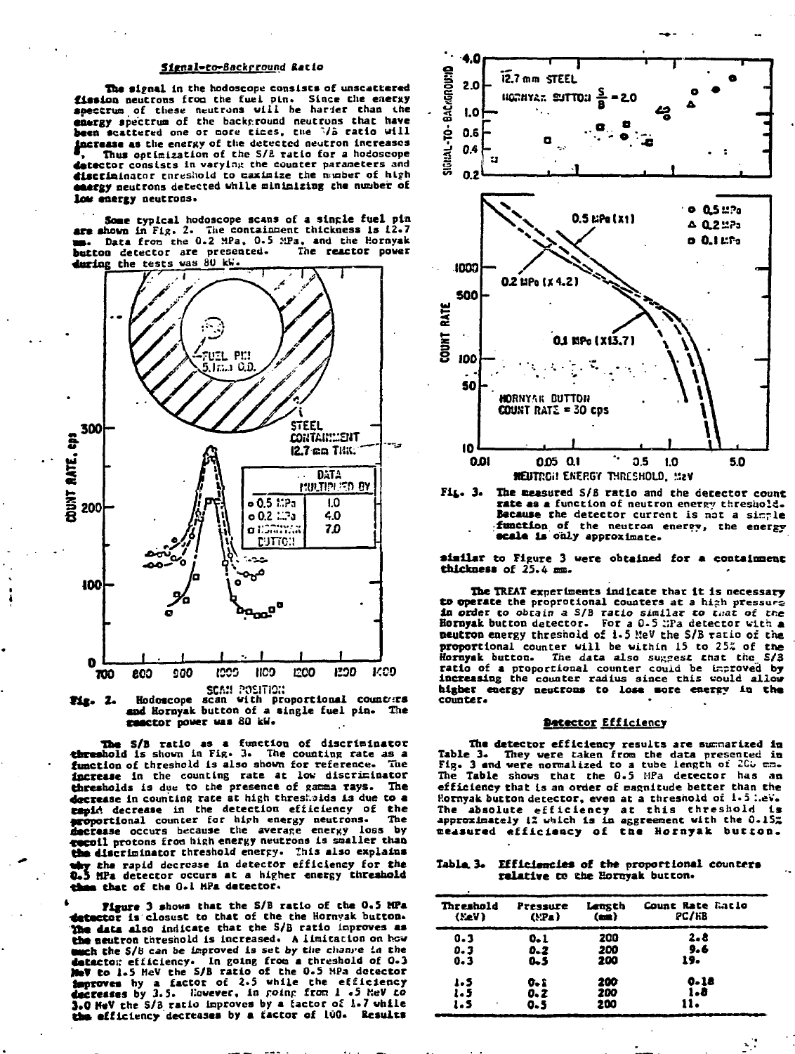### Signal-to-Background Ratio

The signal in the hodoscope consists of unscattered fission neutrons from the fuel pin. Since the energy spectrum of these neutrons will be harder than the energy spectrum of the background neutrons that have been scattered one or more times, the S/B ratio will increase as the energy of the detected neutron increases. Thus optimization of the S/B ratio for a hodoscope detector consists in varying the counter parameters and discriminator threshold to maximize the number of high energy neutrons detected while minimizing the number of low energy neutrons.

Some typical hodoscope scans of a single fuel pin are shown in Fig. 2. The containment thickness is 12.7 mm. Data from the 0.2 MPa, 0.5 MPa, and the Hornyak button detector are presented. The reactor power during the tests was 80 kW.

Fig. 2. Hodoscope scan with proportional counters and Hornyak button of a single fuel pin. The reactor power was 80 kW.

The S/B ratio as a function of discriminator threshold is shown in Fig. 3. The counting rate as a function of threshold is also shown for reference. The increase in the counting rate at low discriminator thresholds is due to the presence of gamma rays. The decrease in counting rate at high thresholds is due to a rapid decrease in the detection efficiency of the proportional counter for high energy neutrons. The decrease occurs because the average energy loss by recoil protons from high energy neutrons is smaller than the discriminator threshold energy. This also explains why the rapid decrease in detector efficiency for the 0.5 MPa detector occurs at a higher energy threshold than that of the 0.1 MPa detector.

Figure 3 shows that the S/B ratio of the 0.5 MPa detector is closest to that of the the Hornyak button. The data also indicate that the S/B ratio improves as the neutron threshold is increased. A limitation on how much the S/B can be improved is set by the change in the detector efficiency. In going from a threshold of 0.3 MeV to 1.5 MeV the S/B ratio of the 0.5 MPa detector improves by a factor of 2.5 while the efficiency decreases by 3.5. However, in going from 1.5 MeV to 3.0 MeV the S/B ratio improves by a factor of 1.7 while the efficiency decreases by a factor of 100. Results similar to Figure 3 were obtained for a containment thickness of 25.4 mm.

Fig. 3. The measured S/B ratio and the detector count rate as a function of neutron energy threshold. Because the detector current is not a simple function of the neutron energy, the energy scale is only approximate.

The TREAT experiments indicate that it is necessary to operate the proportional counters at a high pressure in order to obtain a S/B ratio similar to that of the Hornyak button detector. For a 0.5 MPa detector with a neutron energy threshold of 1.5 MeV the S/B ratio of the proportional counter will be within 15 to 25% of the Hornyak button. The data also suggest that the S/B ratio of a proportional counter could be improved by increasing the counter radius since this would allow higher energy neutrons to lose more energy in the counter.

### Detector Efficiency

The detector efficiency results are summarized in Table 3. They were taken from the data presented in Fig. 3 and were normalized to a tube length of 200 mm. The Table shows that the 0.5 MPa detector has an efficiency that is an order of magnitude better than the Hornyak button detector, even at a threshold of 1.5 MeV. The absolute efficiency at this threshold is approximately 1% which is in aggreement with the 0.15% measured efficiency of the Hornyak button.

Table 3. Efficiencies of the proportional counters relative to the Hornyak button.

| Threshold (MeV) | Pressure (MPa) | Length (mm) | Count Rate Ratio PC/HB |
|---|---|---|---|
| 0.3 | 0.1 | 200 | 2.8 |
| 0.3 | 0.2 | 200 | 9.6 |
| 0.3 | 0.5 | 200 | 19. |
| 1.5 | 0.1 | 200 | 0.18 |
| 1.5 | 0.2 | 200 | 1.8 |
| 1.5 | 0.5 | 200 | 11. |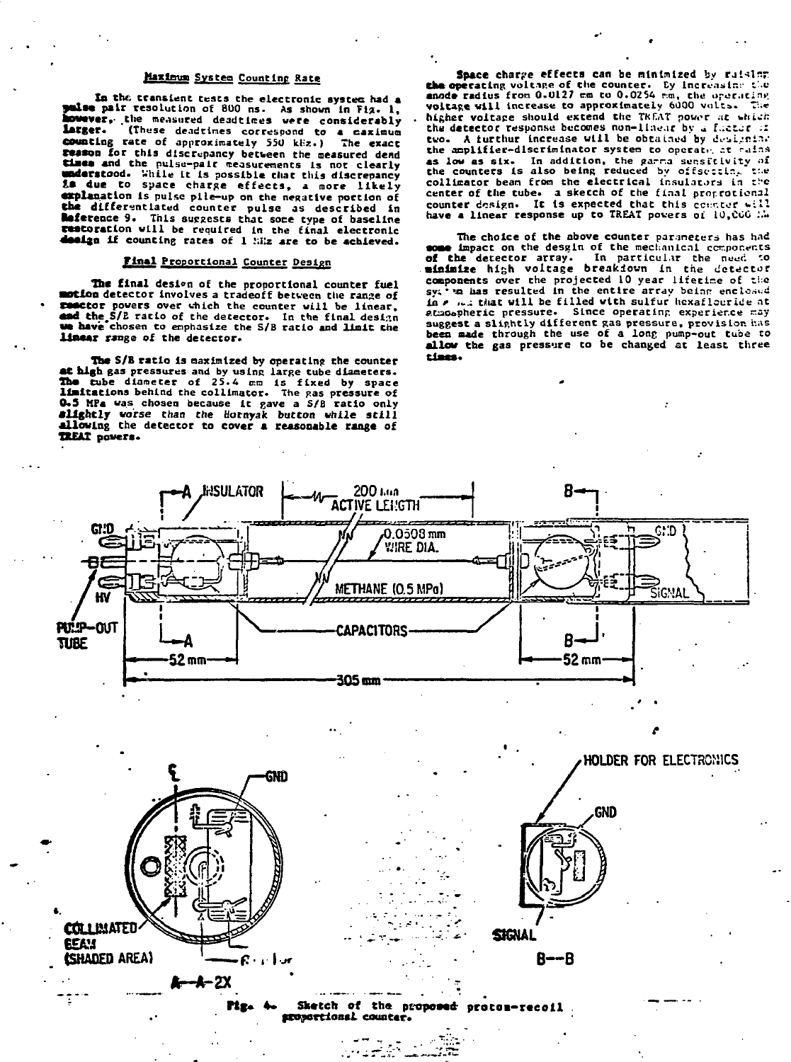### Maximum System Counting Rate

In the transient tests the electronic system had a pulse pair resolution of 800 ns. As shown in Fig. 1, however, the measured deadtimes were considerably larger. (These deadtimes correspond to a maximum counting rate of approximately 550 kHz.) The exact reason for this discrepancy between the measured dead times and the pulse-pair measurements is not clearly understood. While it is possible that this discrepancy is due to space charge effects, a more likely explanation is pulse pile-up on the negative portion of the differentiated counter pulse as described in Reference 9. This suggests that some type of baseline restoration will be required in the final electronic design if counting rates of 1 MHz are to be achieved.

### Final Proportional Counter Design

The final design of the proportional counter fuel motion detector involves a tradeoff between the range of reactor powers over which the counter will be linear, and the S/B ratio of the detector. In the final design we have chosen to emphasize the S/B ratio and limit the linear range of the detector.

The S/B ratio is maximized by operating the counter at high gas pressures and by using large tube diameters. The tube diameter of 25.4 mm is fixed by space limitations behind the collimator. The gas pressure of 0.5 MPa was chosen because it gave a S/B ratio only *slightly worse than the Hornyak button while still* allowing the detector to cover a reasonable range of TREAT powers.

Space charge effects can be minimized by raising the operating voltage of the counter. By increasing the anode radius from 0.0127 mm to 0.0254 mm, the operating voltage will increase to approximately 6000 volts. The higher voltage should extend the TREAT power at which the detector response becomes non-linear by a factor of two. A further increase will be obtained by designing the amplifier-discriminator system to operate at gains as low as six. In addition, the gamma sensitivity of the counters is also being reduced by offsetting the collimator beam from the electrical insulators in the center of the tube. A sketch of the final proportional counter design. It is expected that this counter will have a linear response up to TREAT powers of 10,000 MW.

The choice of the above counter parameters has had some impact on the design of the mechanical components of the detector array. In particular the need to minimize high voltage breakdown in the detector system over the projected 10 year lifetime of the system has resulted in the entire array being enclosed in a ... that will be filled with sulfur hexafluoride at atmospheric pressure. Since operating experience may suggest a slightly different gas pressure, provision has been made through the use of a long pump-out tube to allow the gas pressure to be changed at least three times.

Fig. 4. Sketch of the proposed proton-recoil proportional counter.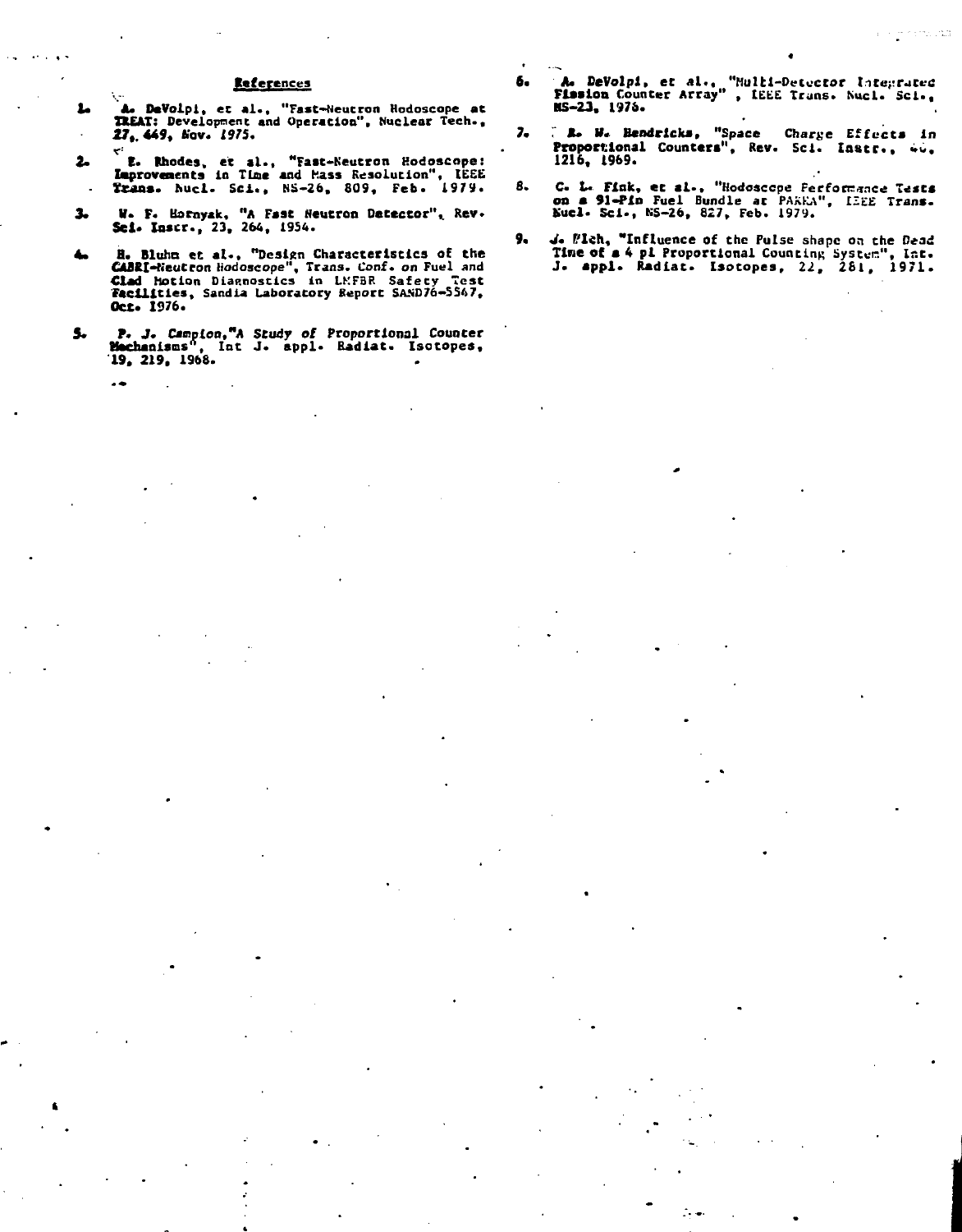## References

1. A. DeVolpi, et al., "Fast-Neutron Hodoscope at TREAT: Development and Operation", Nuclear Tech., 27, 449, Nov. 1975.

2. E. Rhodes, et al., "Fast-Neutron Hodoscope: Improvements in Time and Mass Resolution", IEEE Trans. Nucl. Sci., NS-26, 809, Feb. 1979.

3. W. F. Hornyak, "A Fast Neutron Detector", Rev. Sci. Instr., 23, 264, 1954.

4. H. Bluhm et al., "Design Characteristics of the CABRI-Neutron Hodoscope", Trans. Conf. on Fuel and Clad Motion Diagnostics in LMFBR Safety Test Facilities, Sandia Laboratory Report SAND76-5567, Oct. 1976.

5. P. J. Campion, "A Study of Proportional Counter Mechanisms", Int J. appl. Radiat. Isotopes, 19, 219, 1968.

6. A. DeVolpi, et al., "Multi-Detector Integrated Fission Counter Array", IEEE Trans. Nucl. Sci., NS-23, 1976.

7. R. W. Hendricks, "Space Charge Effects in Proportional Counters", Rev. Sci. Instr., 40, 1216, 1969.

8. C. L. Fink, et al., "Hodoscope Performance Tests on a 91-Pin Fuel Bundle at PAKEA", IEEE Trans. Nucl. Sci., NS-26, 827, Feb. 1979.

9. J. Plch, "Influence of the Pulse shape on the Dead Time of a 4 pi Proportional Counting System", Int. J. appl. Radiat. Isotopes, 22, 281, 1971.